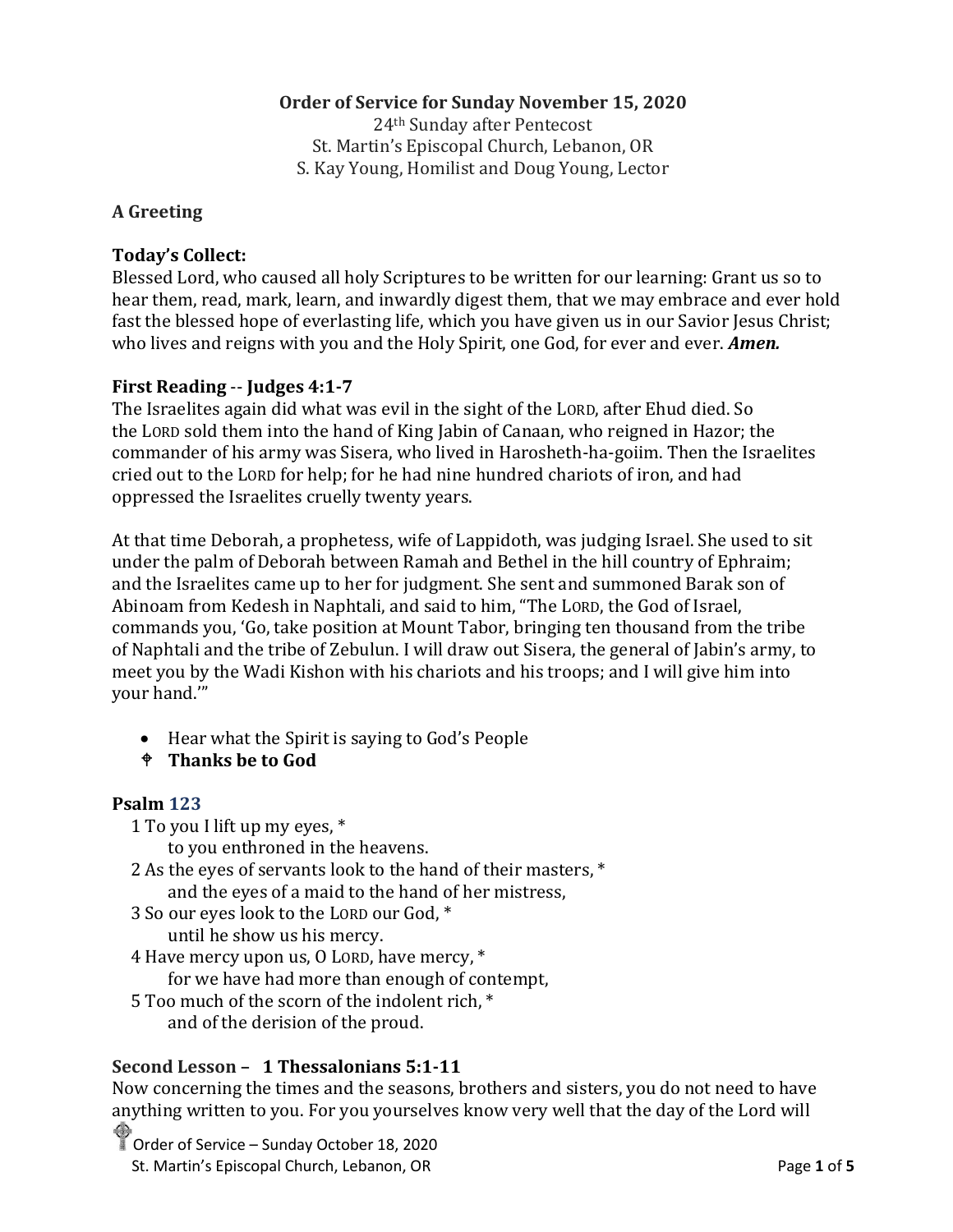**Order of Service for Sunday November 15, 2020**
24th Sunday after Pentecost
St. Martin's Episcopal Church, Lebanon, OR
S. Kay Young, Homilist and Doug Young, Lector

**A Greeting**

**Today's Collect:**
Blessed Lord, who caused all holy Scriptures to be written for our learning: Grant us so to hear them, read, mark, learn, and inwardly digest them, that we may embrace and ever hold fast the blessed hope of everlasting life, which you have given us in our Savior Jesus Christ; who lives and reigns with you and the Holy Spirit, one God, for ever and ever. ***Amen.***

**First Reading -- Judges 4:1-7**
The Israelites again did what was evil in the sight of the LORD, after Ehud died. So the LORD sold them into the hand of King Jabin of Canaan, who reigned in Hazor; the commander of his army was Sisera, who lived in Harosheth-ha-goiim. Then the Israelites cried out to the LORD for help; for he had nine hundred chariots of iron, and had oppressed the Israelites cruelly twenty years.

At that time Deborah, a prophetess, wife of Lappidoth, was judging Israel. She used to sit under the palm of Deborah between Ramah and Bethel in the hill country of Ephraim; and the Israelites came up to her for judgment. She sent and summoned Barak son of Abinoam from Kedesh in Naphtali, and said to him, "The LORD, the God of Israel, commands you, 'Go, take position at Mount Tabor, bringing ten thousand from the tribe of Naphtali and the tribe of Zebulun. I will draw out Sisera, the general of Jabin's army, to meet you by the Wadi Kishon with his chariots and his troops; and I will give him into your hand.'"

- Hear what the Spirit is saying to God's People
- **Thanks be to God**

**Psalm 123**

1 To you I lift up my eyes, *
  to you enthroned in the heavens.
2 As the eyes of servants look to the hand of their masters, *
  and the eyes of a maid to the hand of her mistress,
3 So our eyes look to the LORD our God, *
  until he show us his mercy.
4 Have mercy upon us, O LORD, have mercy, *
  for we have had more than enough of contempt,
5 Too much of the scorn of the indolent rich, *
  and of the derision of the proud.

**Second Lesson – 1 Thessalonians 5:1-11**
Now concerning the times and the seasons, brothers and sisters, you do not need to have anything written to you. For you yourselves know very well that the day of the Lord will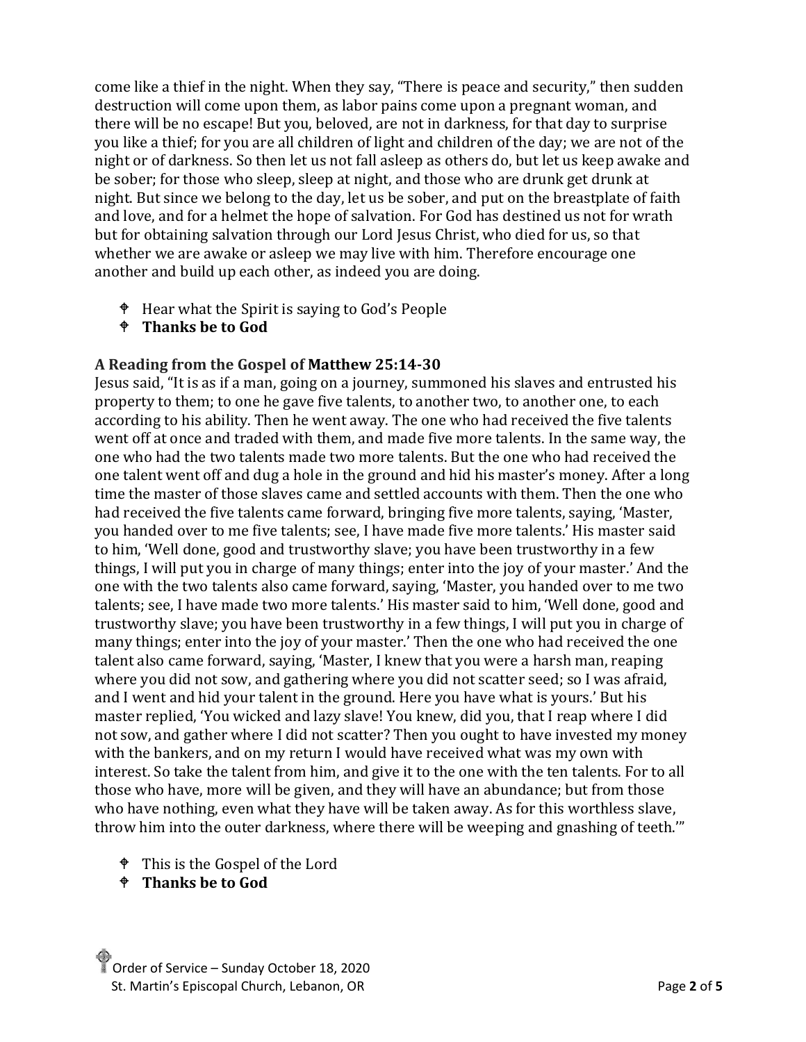come like a thief in the night. When they say, “There is peace and security,” then sudden destruction will come upon them, as labor pains come upon a pregnant woman, and there will be no escape! But you, beloved, are not in darkness, for that day to surprise you like a thief; for you are all children of light and children of the day; we are not of the night or of darkness. So then let us not fall asleep as others do, but let us keep awake and be sober; for those who sleep, sleep at night, and those who are drunk get drunk at night. But since we belong to the day, let us be sober, and put on the breastplate of faith and love, and for a helmet the hope of salvation. For God has destined us not for wrath but for obtaining salvation through our Lord Jesus Christ, who died for us, so that whether we are awake or asleep we may live with him. Therefore encourage one another and build up each other, as indeed you are doing.

- Hear what the Spirit is saying to God’s People
- **Thanks be to God**

**A Reading from the Gospel of Matthew 25:14-30**

Jesus said, “It is as if a man, going on a journey, summoned his slaves and entrusted his property to them; to one he gave five talents, to another two, to another one, to each according to his ability. Then he went away. The one who had received the five talents went off at once and traded with them, and made five more talents. In the same way, the one who had the two talents made two more talents. But the one who had received the one talent went off and dug a hole in the ground and hid his master’s money. After a long time the master of those slaves came and settled accounts with them. Then the one who had received the five talents came forward, bringing five more talents, saying, ‘Master, you handed over to me five talents; see, I have made five more talents.’ His master said to him, ‘Well done, good and trustworthy slave; you have been trustworthy in a few things, I will put you in charge of many things; enter into the joy of your master.’ And the one with the two talents also came forward, saying, ‘Master, you handed over to me two talents; see, I have made two more talents.’ His master said to him, ‘Well done, good and trustworthy slave; you have been trustworthy in a few things, I will put you in charge of many things; enter into the joy of your master.’ Then the one who had received the one talent also came forward, saying, ‘Master, I knew that you were a harsh man, reaping where you did not sow, and gathering where you did not scatter seed; so I was afraid, and I went and hid your talent in the ground. Here you have what is yours.’ But his master replied, ‘You wicked and lazy slave! You knew, did you, that I reap where I did not sow, and gather where I did not scatter? Then you ought to have invested my money with the bankers, and on my return I would have received what was my own with interest. So take the talent from him, and give it to the one with the ten talents. For to all those who have, more will be given, and they will have an abundance; but from those who have nothing, even what they have will be taken away. As for this worthless slave, throw him into the outer darkness, where there will be weeping and gnashing of teeth.’”

- This is the Gospel of the Lord
- **Thanks be to God**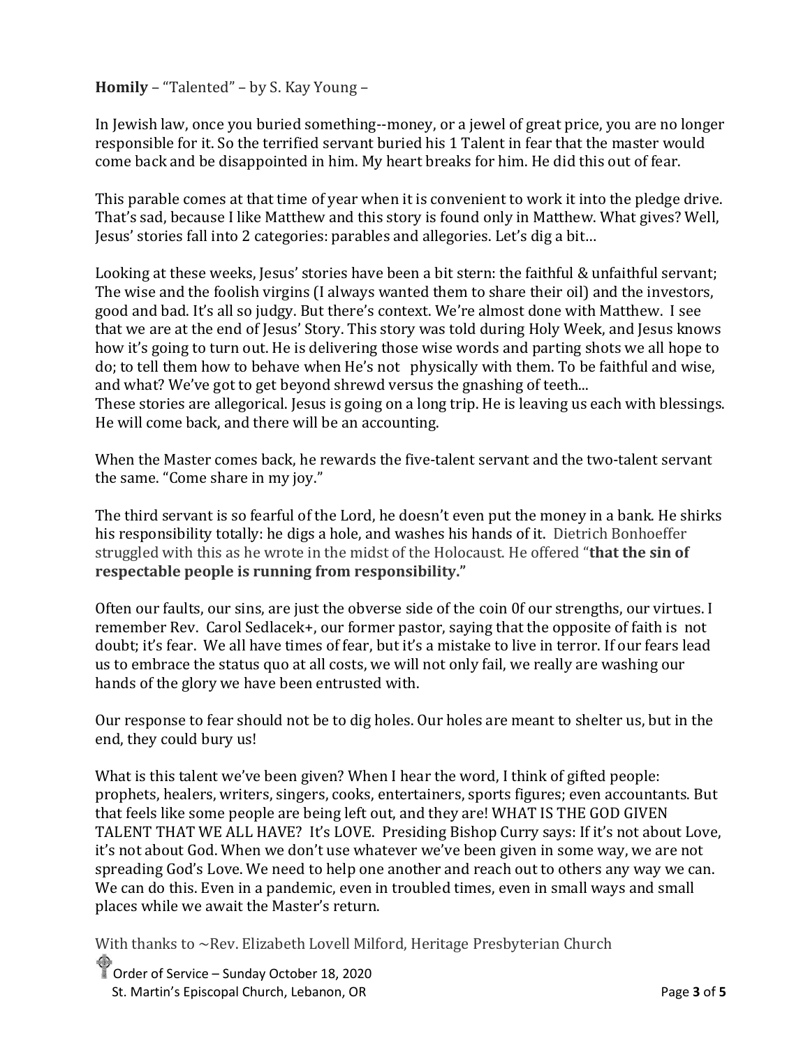**Homily** – "Talented" – by S. Kay Young –

In Jewish law, once you buried something--money, or a jewel of great price, you are no longer responsible for it. So the terrified servant buried his 1 Talent in fear that the master would come back and be disappointed in him. My heart breaks for him. He did this out of fear.

This parable comes at that time of year when it is convenient to work it into the pledge drive. That's sad, because I like Matthew and this story is found only in Matthew. What gives? Well, Jesus' stories fall into 2 categories: parables and allegories. Let's dig a bit…

Looking at these weeks, Jesus' stories have been a bit stern: the faithful & unfaithful servant; The wise and the foolish virgins (I always wanted them to share their oil) and the investors, good and bad. It's all so judgy. But there's context. We're almost done with Matthew. I see that we are at the end of Jesus' Story. This story was told during Holy Week, and Jesus knows how it's going to turn out. He is delivering those wise words and parting shots we all hope to do; to tell them how to behave when He's not physically with them. To be faithful and wise, and what? We've got to get beyond shrewd versus the gnashing of teeth...
These stories are allegorical. Jesus is going on a long trip. He is leaving us each with blessings. He will come back, and there will be an accounting.

When the Master comes back, he rewards the five-talent servant and the two-talent servant the same. "Come share in my joy."

The third servant is so fearful of the Lord, he doesn't even put the money in a bank. He shirks his responsibility totally: he digs a hole, and washes his hands of it. Dietrich Bonhoeffer struggled with this as he wrote in the midst of the Holocaust. He offered "**that the sin of respectable people is running from responsibility."**

Often our faults, our sins, are just the obverse side of the coin 0f our strengths, our virtues. I remember Rev. Carol Sedlacek+, our former pastor, saying that the opposite of faith is not doubt; it's fear. We all have times of fear, but it's a mistake to live in terror. If our fears lead us to embrace the status quo at all costs, we will not only fail, we really are washing our hands of the glory we have been entrusted with.

Our response to fear should not be to dig holes. Our holes are meant to shelter us, but in the end, they could bury us!

What is this talent we've been given? When I hear the word, I think of gifted people: prophets, healers, writers, singers, cooks, entertainers, sports figures; even accountants. But that feels like some people are being left out, and they are! WHAT IS THE GOD GIVEN TALENT THAT WE ALL HAVE? It's LOVE. Presiding Bishop Curry says: If it's not about Love, it's not about God. When we don't use whatever we've been given in some way, we are not spreading God's Love. We need to help one another and reach out to others any way we can. We can do this. Even in a pandemic, even in troubled times, even in small ways and small places while we await the Master's return.

With thanks to ~Rev. Elizabeth Lovell Milford, Heritage Presbyterian Church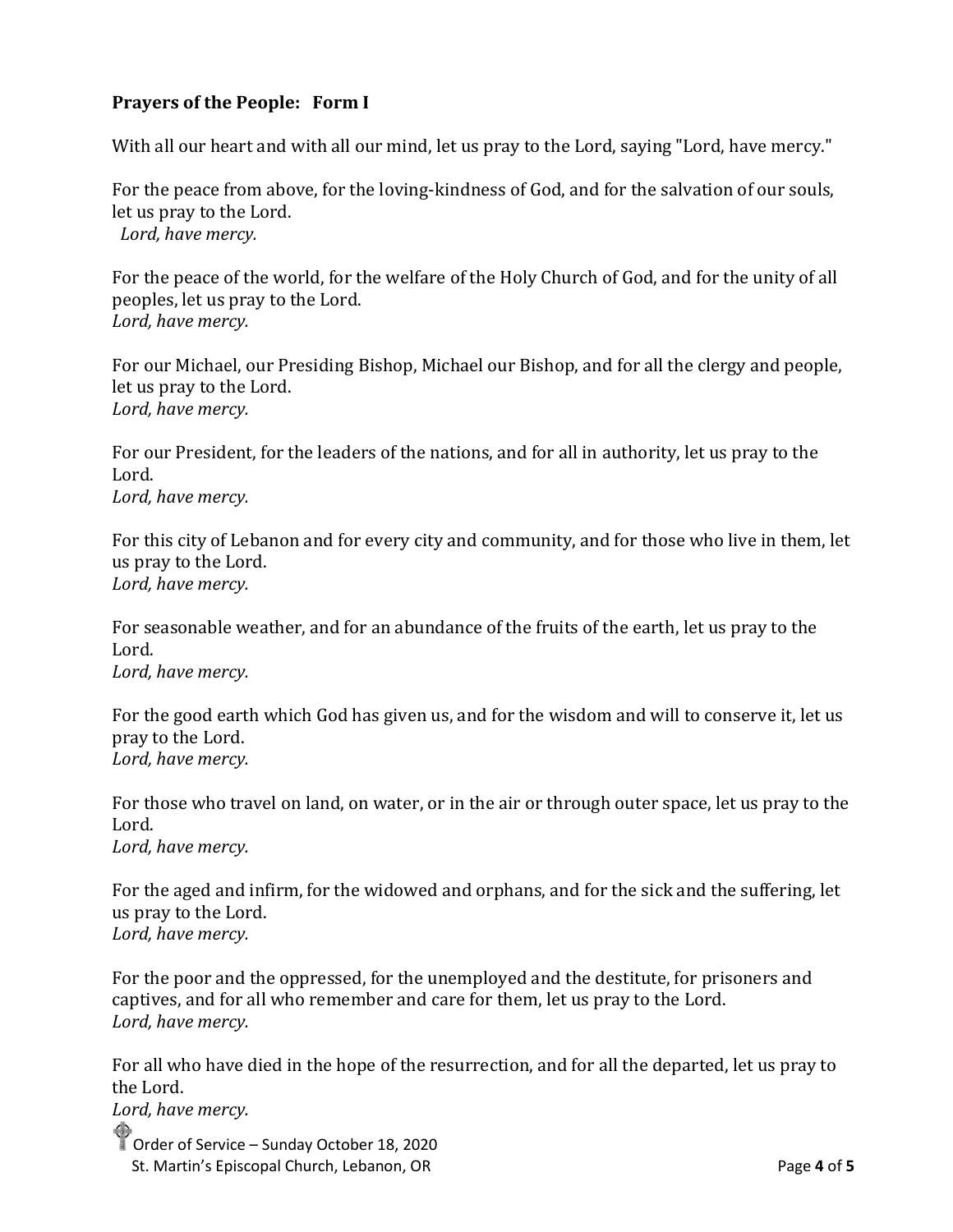### **Prayers of the People: Form I**

With all our heart and with all our mind, let us pray to the Lord, saying "Lord, have mercy."

For the peace from above, for the loving-kindness of God, and for the salvation of our souls, let us pray to the Lord.
*Lord, have mercy.*

For the peace of the world, for the welfare of the Holy Church of God, and for the unity of all peoples, let us pray to the Lord.
*Lord, have mercy.*

For our Michael, our Presiding Bishop, Michael our Bishop, and for all the clergy and people, let us pray to the Lord.
*Lord, have mercy.*

For our President, for the leaders of the nations, and for all in authority, let us pray to the Lord.
*Lord, have mercy.*

For this city of Lebanon and for every city and community, and for those who live in them, let us pray to the Lord.
*Lord, have mercy.*

For seasonable weather, and for an abundance of the fruits of the earth, let us pray to the Lord.
*Lord, have mercy.*

For the good earth which God has given us, and for the wisdom and will to conserve it, let us pray to the Lord.
*Lord, have mercy.*

For those who travel on land, on water, or in the air or through outer space, let us pray to the Lord.
*Lord, have mercy.*

For the aged and infirm, for the widowed and orphans, and for the sick and the suffering, let us pray to the Lord.
*Lord, have mercy.*

For the poor and the oppressed, for the unemployed and the destitute, for prisoners and captives, and for all who remember and care for them, let us pray to the Lord.
*Lord, have mercy.*

For all who have died in the hope of the resurrection, and for all the departed, let us pray to the Lord.
*Lord, have mercy.*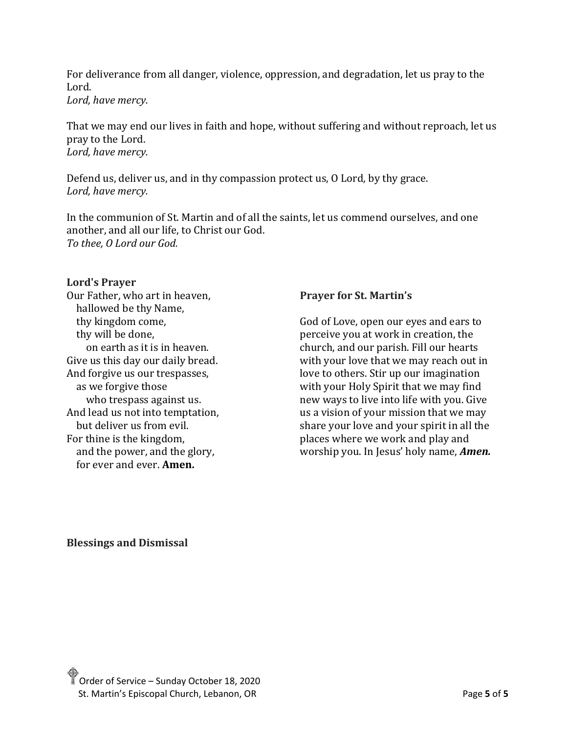For deliverance from all danger, violence, oppression, and degradation, let us pray to the Lord.
*Lord, have mercy.*

That we may end our lives in faith and hope, without suffering and without reproach, let us pray to the Lord.
*Lord, have mercy.*

Defend us, deliver us, and in thy compassion protect us, O Lord, by thy grace.
*Lord, have mercy.*

In the communion of St. Martin and of all the saints, let us commend ourselves, and one another, and all our life, to Christ our God.
*To thee, O Lord our God.*

**Lord's Prayer**

Our Father, who art in heaven,
hallowed be thy Name,
thy kingdom come,
thy will be done,
on earth as it is in heaven.
Give us this day our daily bread.
And forgive us our trespasses,
as we forgive those
who trespass against us.
And lead us not into temptation,
but deliver us from evil.
For thine is the kingdom,
and the power, and the glory,
for ever and ever. **Amen.**

**Prayer for St. Martin's**

God of Love, open our eyes and ears to perceive you at work in creation, the church, and our parish. Fill our hearts with your love that we may reach out in love to others. Stir up our imagination with your Holy Spirit that we may find new ways to live into life with you. Give us a vision of your mission that we may share your love and your spirit in all the places where we work and play and worship you. In Jesus' holy name, ***Amen.***

**Blessings and Dismissal**